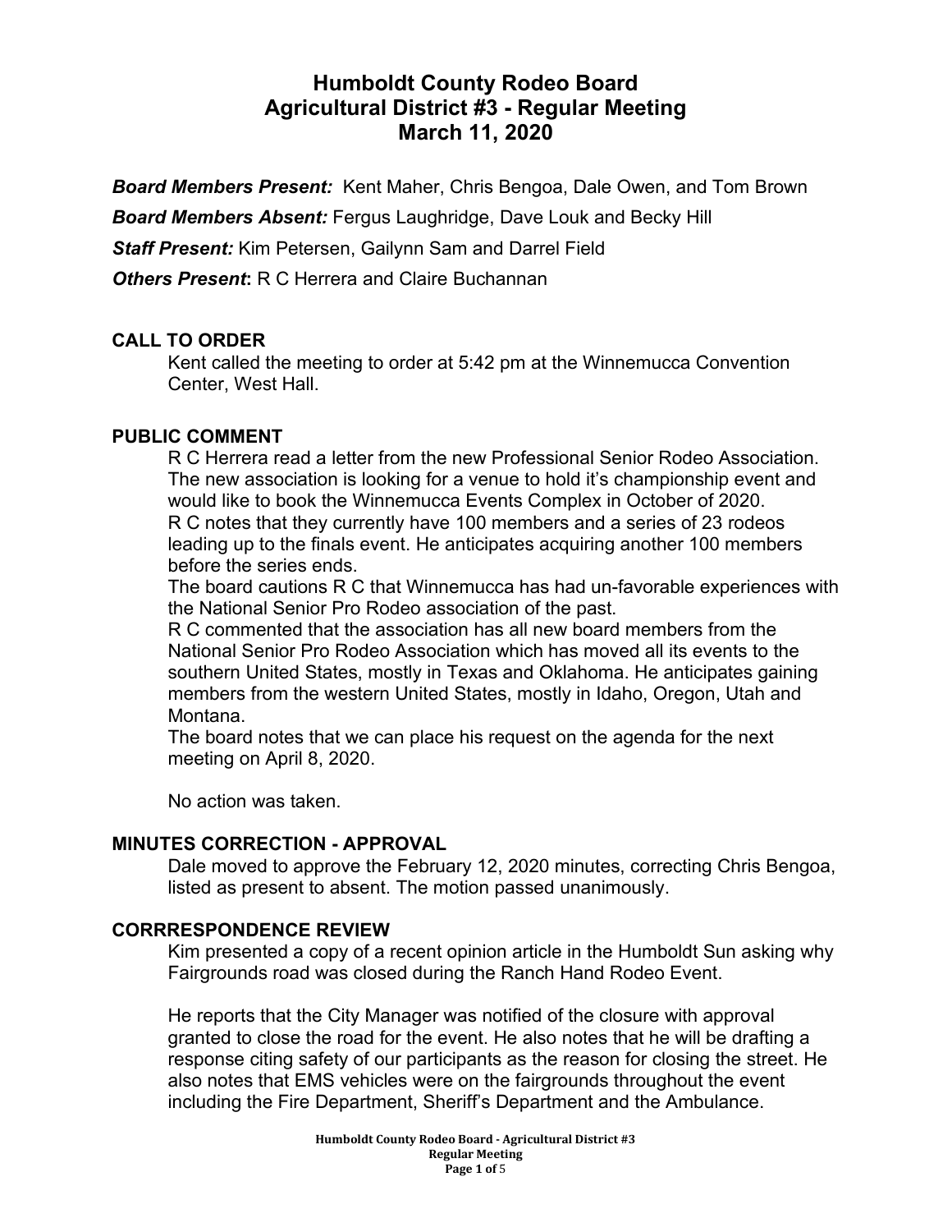# Humboldt County Rodeo Board
## Agricultural District #3 - Regular Meeting
## March 11, 2020

***Board Members Present:*** Kent Maher, Chris Bengoa, Dale Owen, and Tom Brown

***Board Members Absent:*** Fergus Laughridge, Dave Louk and Becky Hill

***Staff Present:*** Kim Petersen, Gailynn Sam and Darrel Field

***Others Present*:** R C Herrera and Claire Buchannan

### CALL TO ORDER

Kent called the meeting to order at 5:42 pm at the Winnemucca Convention Center, West Hall.

### PUBLIC COMMENT

R C Herrera read a letter from the new Professional Senior Rodeo Association. The new association is looking for a venue to hold it's championship event and would like to book the Winnemucca Events Complex in October of 2020.
R C notes that they currently have 100 members and a series of 23 rodeos leading up to the finals event. He anticipates acquiring another 100 members before the series ends.
The board cautions R C that Winnemucca has had un-favorable experiences with the National Senior Pro Rodeo association of the past.
R C commented that the association has all new board members from the National Senior Pro Rodeo Association which has moved all its events to the southern United States, mostly in Texas and Oklahoma. He anticipates gaining members from the western United States, mostly in Idaho, Oregon, Utah and Montana.
The board notes that we can place his request on the agenda for the next meeting on April 8, 2020.

No action was taken.

### MINUTES CORRECTION - APPROVAL

Dale moved to approve the February 12, 2020 minutes, correcting Chris Bengoa, listed as present to absent. The motion passed unanimously.

### CORRRESPONDENCE REVIEW

Kim presented a copy of a recent opinion article in the Humboldt Sun asking why Fairgrounds road was closed during the Ranch Hand Rodeo Event.

He reports that the City Manager was notified of the closure with approval granted to close the road for the event. He also notes that he will be drafting a response citing safety of our participants as the reason for closing the street. He also notes that EMS vehicles were on the fairgrounds throughout the event including the Fire Department, Sheriff's Department and the Ambulance.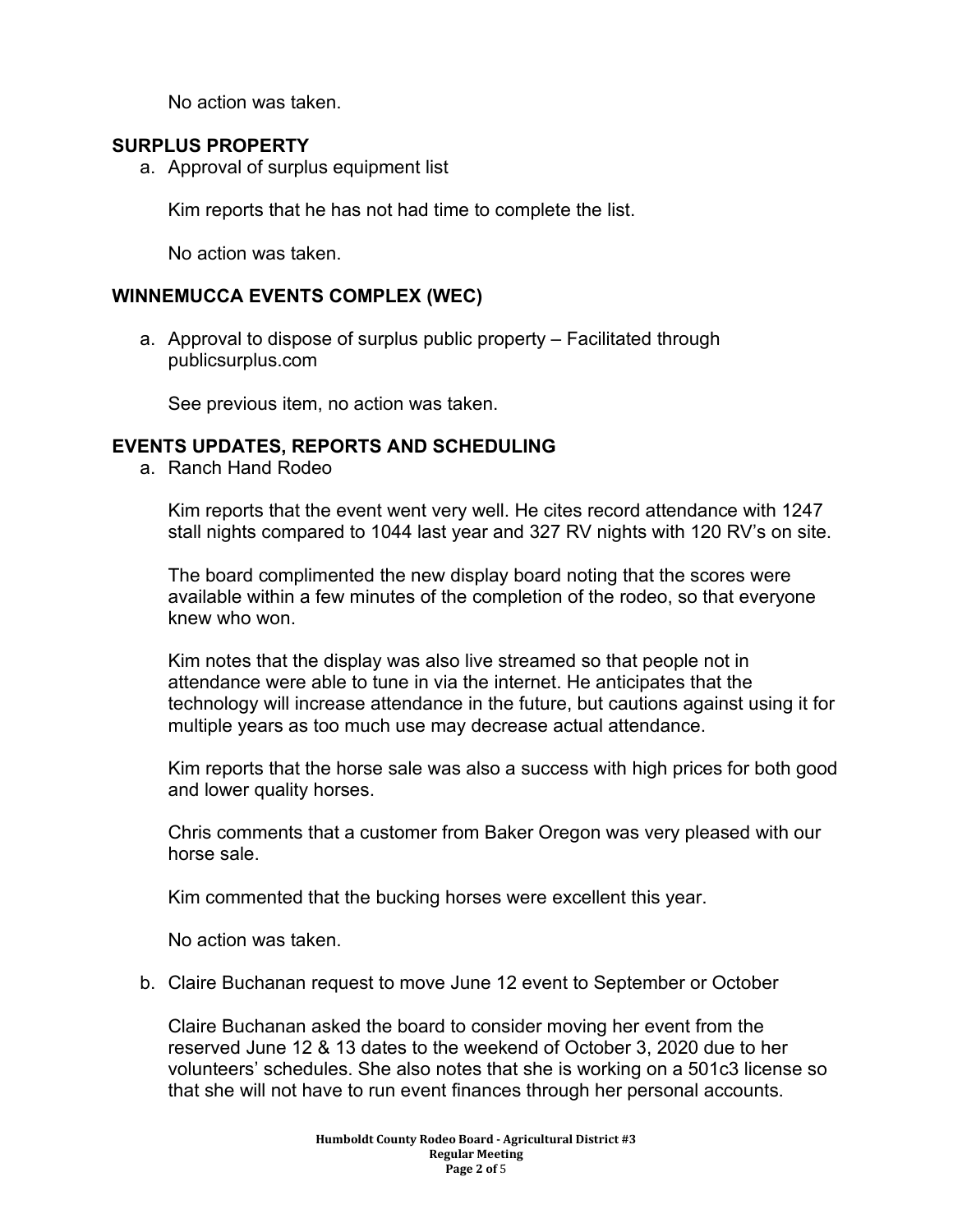No action was taken.

## SURPLUS PROPERTY

a. Approval of surplus equipment list

Kim reports that he has not had time to complete the list.

No action was taken.

## WINNEMUCCA EVENTS COMPLEX (WEC)

a. Approval to dispose of surplus public property – Facilitated through publicsurplus.com

See previous item, no action was taken.

## EVENTS UPDATES, REPORTS AND SCHEDULING

a. Ranch Hand Rodeo

Kim reports that the event went very well. He cites record attendance with 1247 stall nights compared to 1044 last year and 327 RV nights with 120 RV's on site.

The board complimented the new display board noting that the scores were available within a few minutes of the completion of the rodeo, so that everyone knew who won.

Kim notes that the display was also live streamed so that people not in attendance were able to tune in via the internet. He anticipates that the technology will increase attendance in the future, but cautions against using it for multiple years as too much use may decrease actual attendance.

Kim reports that the horse sale was also a success with high prices for both good and lower quality horses.

Chris comments that a customer from Baker Oregon was very pleased with our horse sale.

Kim commented that the bucking horses were excellent this year.

No action was taken.

b. Claire Buchanan request to move June 12 event to September or October

Claire Buchanan asked the board to consider moving her event from the reserved June 12 & 13 dates to the weekend of October 3, 2020 due to her volunteers' schedules. She also notes that she is working on a 501c3 license so that she will not have to run event finances through her personal accounts.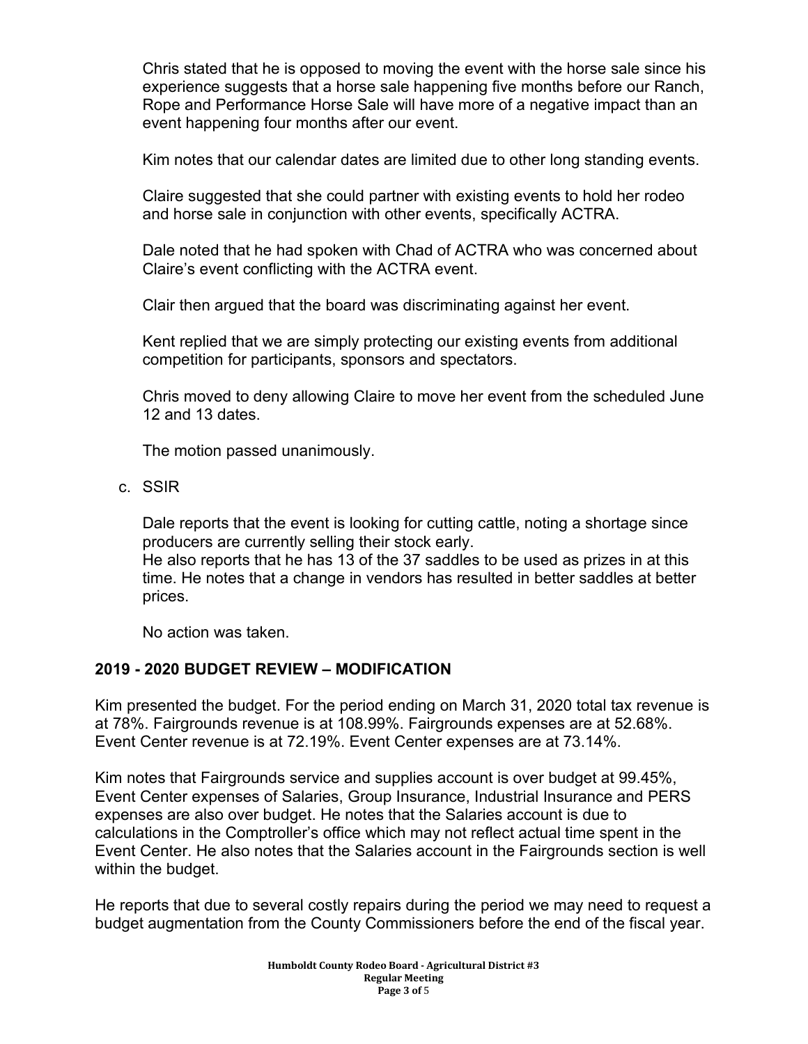Chris stated that he is opposed to moving the event with the horse sale since his experience suggests that a horse sale happening five months before our Ranch, Rope and Performance Horse Sale will have more of a negative impact than an event happening four months after our event.

Kim notes that our calendar dates are limited due to other long standing events.

Claire suggested that she could partner with existing events to hold her rodeo and horse sale in conjunction with other events, specifically ACTRA.

Dale noted that he had spoken with Chad of ACTRA who was concerned about Claire's event conflicting with the ACTRA event.

Clair then argued that the board was discriminating against her event.

Kent replied that we are simply protecting our existing events from additional competition for participants, sponsors and spectators.

Chris moved to deny allowing Claire to move her event from the scheduled June 12 and 13 dates.

The motion passed unanimously.

c. SSIR

Dale reports that the event is looking for cutting cattle, noting a shortage since producers are currently selling their stock early.
He also reports that he has 13 of the 37 saddles to be used as prizes in at this time. He notes that a change in vendors has resulted in better saddles at better prices.

No action was taken.

## 2019 - 2020 BUDGET REVIEW – MODIFICATION

Kim presented the budget. For the period ending on March 31, 2020 total tax revenue is at 78%. Fairgrounds revenue is at 108.99%. Fairgrounds expenses are at 52.68%. Event Center revenue is at 72.19%. Event Center expenses are at 73.14%.

Kim notes that Fairgrounds service and supplies account is over budget at 99.45%, Event Center expenses of Salaries, Group Insurance, Industrial Insurance and PERS expenses are also over budget. He notes that the Salaries account is due to calculations in the Comptroller's office which may not reflect actual time spent in the Event Center. He also notes that the Salaries account in the Fairgrounds section is well within the budget.

He reports that due to several costly repairs during the period we may need to request a budget augmentation from the County Commissioners before the end of the fiscal year.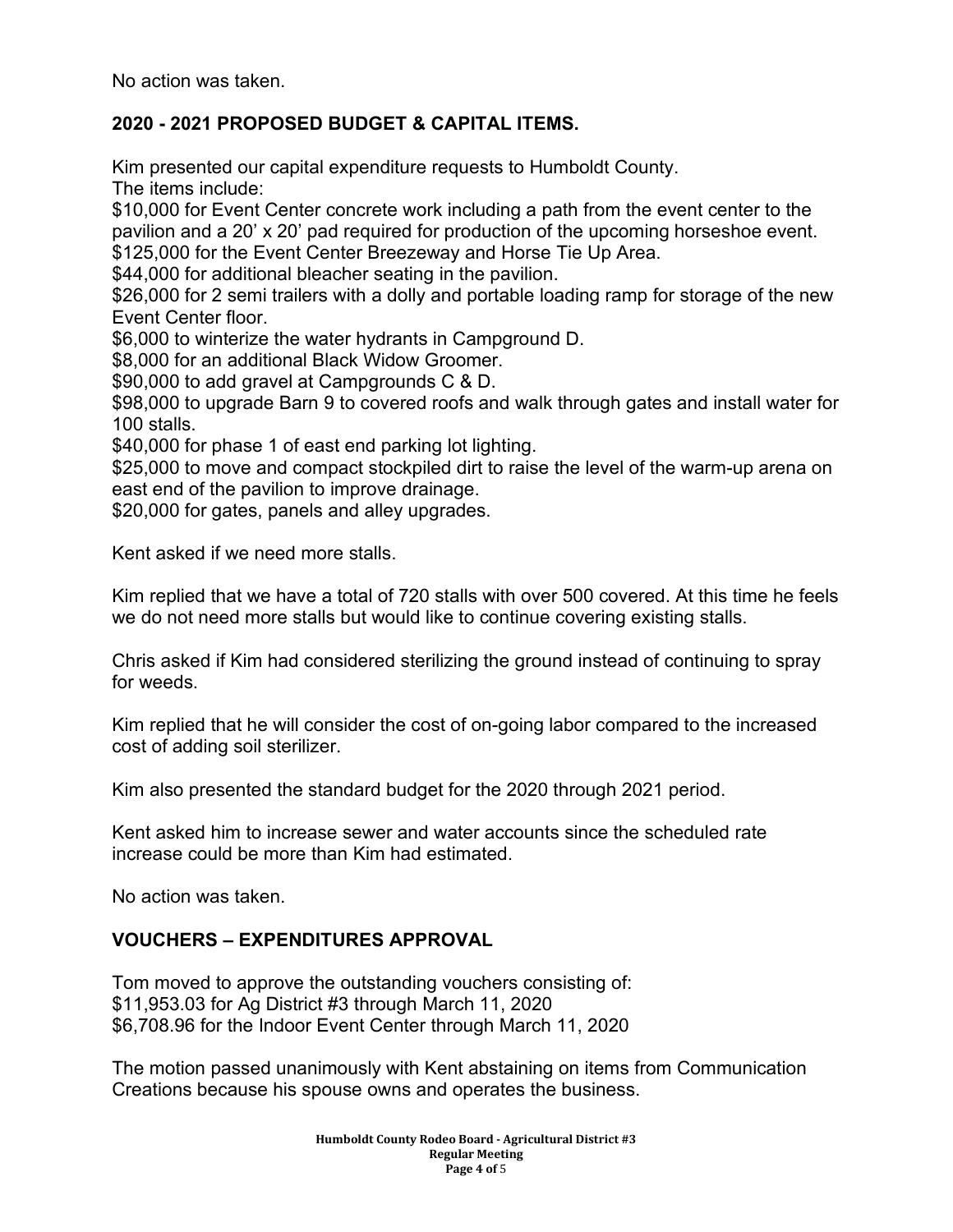No action was taken.

**2020 - 2021 PROPOSED BUDGET & CAPITAL ITEMS.**

Kim presented our capital expenditure requests to Humboldt County.
The items include:
$10,000 for Event Center concrete work including a path from the event center to the pavilion and a 20' x 20' pad required for production of the upcoming horseshoe event.
$125,000 for the Event Center Breezeway and Horse Tie Up Area.
$44,000 for additional bleacher seating in the pavilion.
$26,000 for 2 semi trailers with a dolly and portable loading ramp for storage of the new Event Center floor.
$6,000 to winterize the water hydrants in Campground D.
$8,000 for an additional Black Widow Groomer.
$90,000 to add gravel at Campgrounds C & D.
$98,000 to upgrade Barn 9 to covered roofs and walk through gates and install water for 100 stalls.
$40,000 for phase 1 of east end parking lot lighting.
$25,000 to move and compact stockpiled dirt to raise the level of the warm-up arena on east end of the pavilion to improve drainage.
$20,000 for gates, panels and alley upgrades.

Kent asked if we need more stalls.

Kim replied that we have a total of 720 stalls with over 500 covered. At this time he feels we do not need more stalls but would like to continue covering existing stalls.

Chris asked if Kim had considered sterilizing the ground instead of continuing to spray for weeds.

Kim replied that he will consider the cost of on-going labor compared to the increased cost of adding soil sterilizer.

Kim also presented the standard budget for the 2020 through 2021 period.

Kent asked him to increase sewer and water accounts since the scheduled rate increase could be more than Kim had estimated.

No action was taken.

**VOUCHERS – EXPENDITURES APPROVAL**

Tom moved to approve the outstanding vouchers consisting of:
$11,953.03 for Ag District #3 through March 11, 2020
$6,708.96 for the Indoor Event Center through March 11, 2020

The motion passed unanimously with Kent abstaining on items from Communication Creations because his spouse owns and operates the business.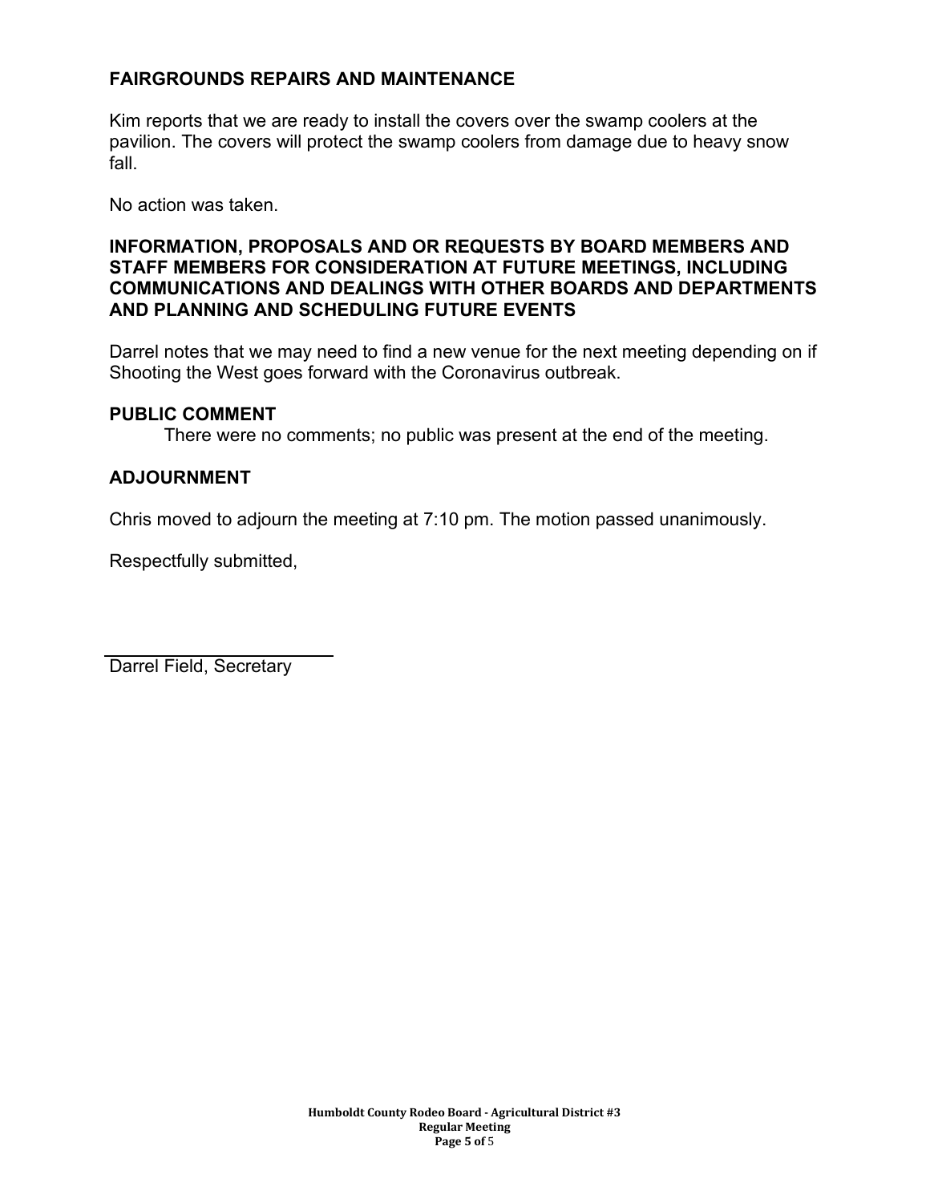## FAIRGROUNDS REPAIRS AND MAINTENANCE

Kim reports that we are ready to install the covers over the swamp coolers at the pavilion. The covers will protect the swamp coolers from damage due to heavy snow fall.

No action was taken.

## INFORMATION, PROPOSALS AND OR REQUESTS BY BOARD MEMBERS AND STAFF MEMBERS FOR CONSIDERATION AT FUTURE MEETINGS, INCLUDING COMMUNICATIONS AND DEALINGS WITH OTHER BOARDS AND DEPARTMENTS AND PLANNING AND SCHEDULING FUTURE EVENTS

Darrel notes that we may need to find a new venue for the next meeting depending on if Shooting the West goes forward with the Coronavirus outbreak.

## PUBLIC COMMENT

There were no comments; no public was present at the end of the meeting.

## ADJOURNMENT

Chris moved to adjourn the meeting at 7:10 pm. The motion passed unanimously.

Respectfully submitted,

Darrel Field, Secretary